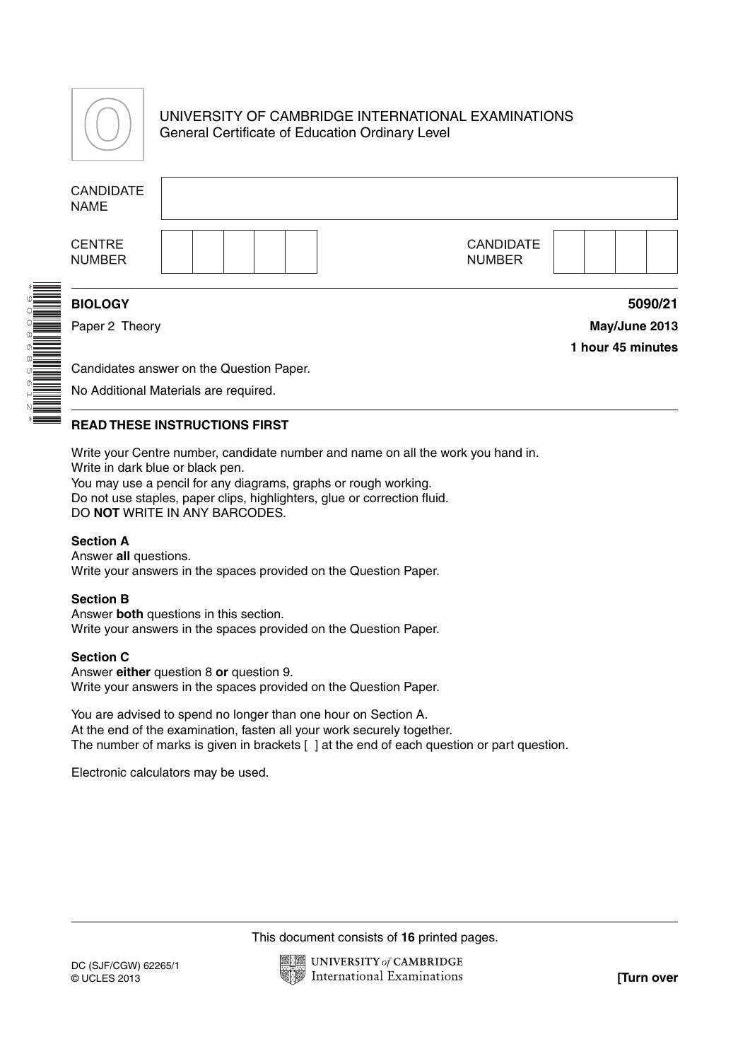UNIVERSITY OF CAMBRIDGE INTERNATIONAL EXAMINATIONS
General Certificate of Education Ordinary Level

| CANDIDATE NAME | |
|---|---|
| CENTRE NUMBER | |
| CANDIDATE NUMBER | |

**BIOLOGY** **5090/21**

Paper 2 Theory **May/June 2013**

**1 hour 45 minutes**

Candidates answer on the Question Paper.

No Additional Materials are required.

**READ THESE INSTRUCTIONS FIRST**

Write your Centre number, candidate number and name on all the work you hand in.
Write in dark blue or black pen.
You may use a pencil for any diagrams, graphs or rough working.
Do not use staples, paper clips, highlighters, glue or correction fluid.
DO **NOT** WRITE IN ANY BARCODES.

**Section A**
Answer **all** questions.
Write your answers in the spaces provided on the Question Paper.

**Section B**
Answer **both** questions in this section.
Write your answers in the spaces provided on the Question Paper.

**Section C**
Answer **either** question 8 **or** question 9.
Write your answers in the spaces provided on the Question Paper.

You are advised to spend no longer than one hour on Section A.
At the end of the examination, fasten all your work securely together.
The number of marks is given in brackets [ ] at the end of each question or part question.

Electronic calculators may be used.

This document consists of **16** printed pages.

DC (SJF/CGW) 62265/1
© UCLES 2013

**[Turn over**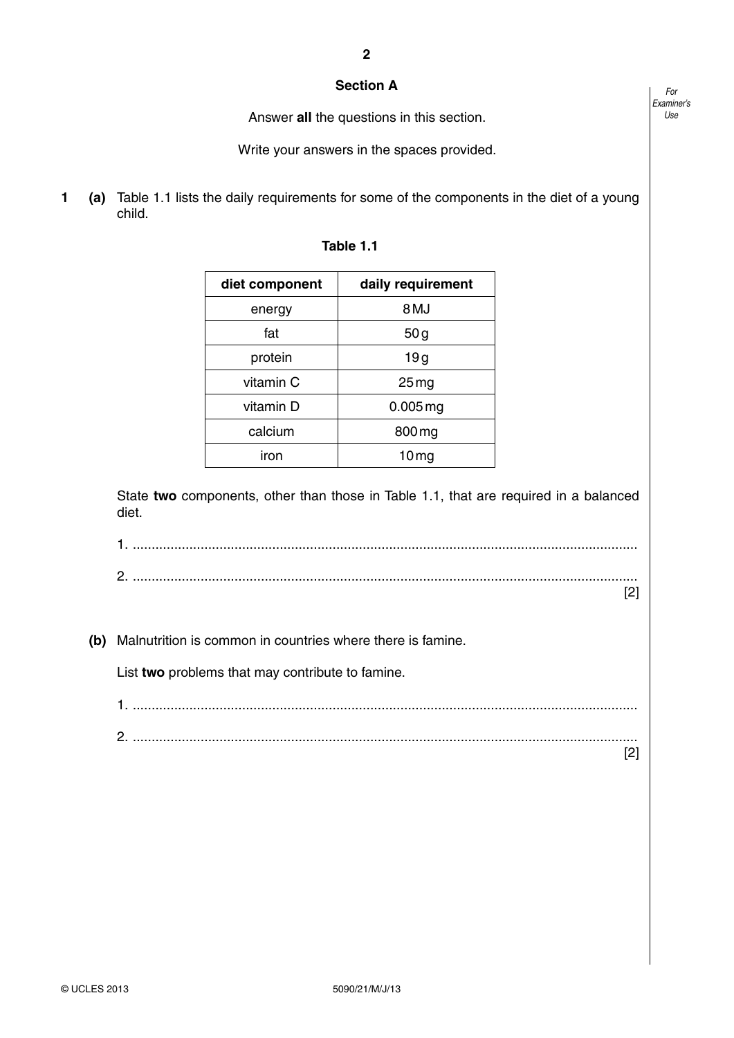## Section A

Answer **all** the questions in this section.

Write your answers in the spaces provided.

**1** **(a)** Table 1.1 lists the daily requirements for some of the components in the diet of a young child.

**Table 1.1**

| diet component | daily requirement |
|---|---|
| energy | 8 MJ |
| fat | 50 g |
| protein | 19 g |
| vitamin C | 25 mg |
| vitamin D | 0.005 mg |
| calcium | 800 mg |
| iron | 10 mg |

State **two** components, other than those in Table 1.1, that are required in a balanced diet.

1. ..........................................................................................................................

2. .......................................................................................................................... [2]

**(b)** Malnutrition is common in countries where there is famine.

List **two** problems that may contribute to famine.

1. ..........................................................................................................................

2. .......................................................................................................................... [2]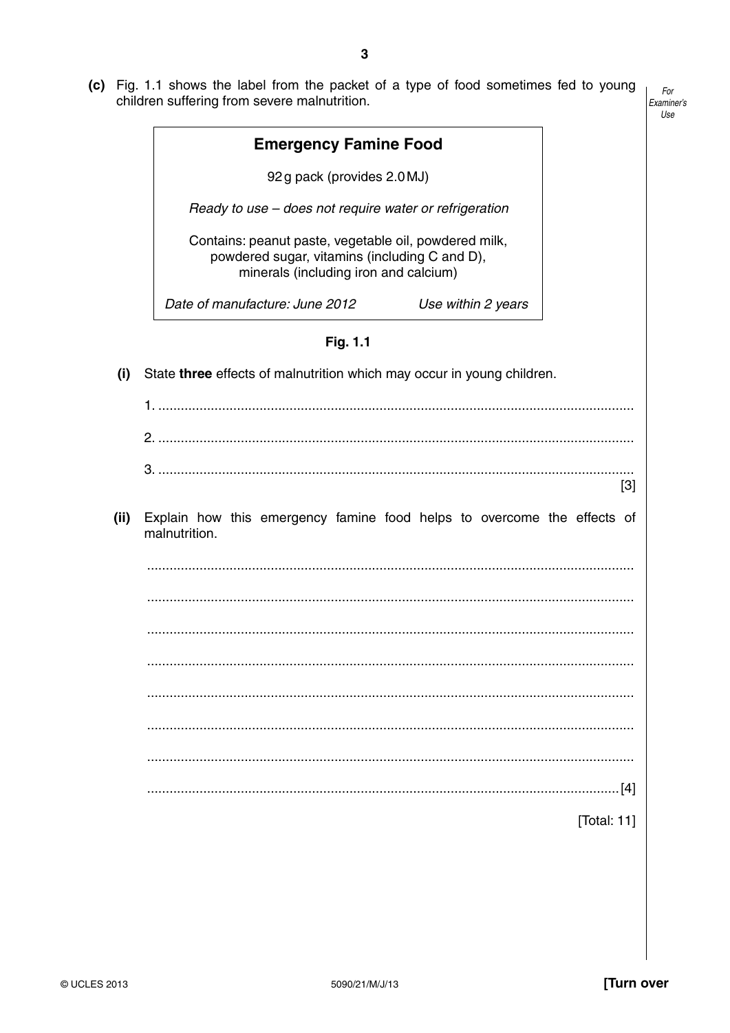**(c)** Fig. 1.1 shows the label from the packet of a type of food sometimes fed to young children suffering from severe malnutrition.

> **Emergency Famine Food**
>
> 92 g pack (provides 2.0 MJ)
>
> *Ready to use – does not require water or refrigeration*
>
> Contains: peanut paste, vegetable oil, powdered milk, powdered sugar, vitamins (including C and D), minerals (including iron and calcium)
>
> *Date of manufacture: June 2012* *Use within 2 years*

**Fig. 1.1**

**(i)** State **three** effects of malnutrition which may occur in young children.

1. ..........................................................................................................................

2. ..........................................................................................................................

3. ..........................................................................................................................

[3]

**(ii)** Explain how this emergency famine food helps to overcome the effects of malnutrition.

..........................................................................................................................

..........................................................................................................................

..........................................................................................................................

..........................................................................................................................

..........................................................................................................................

..........................................................................................................................

..........................................................................................................................

.......................................................................................................................... [4]

[Total: 11]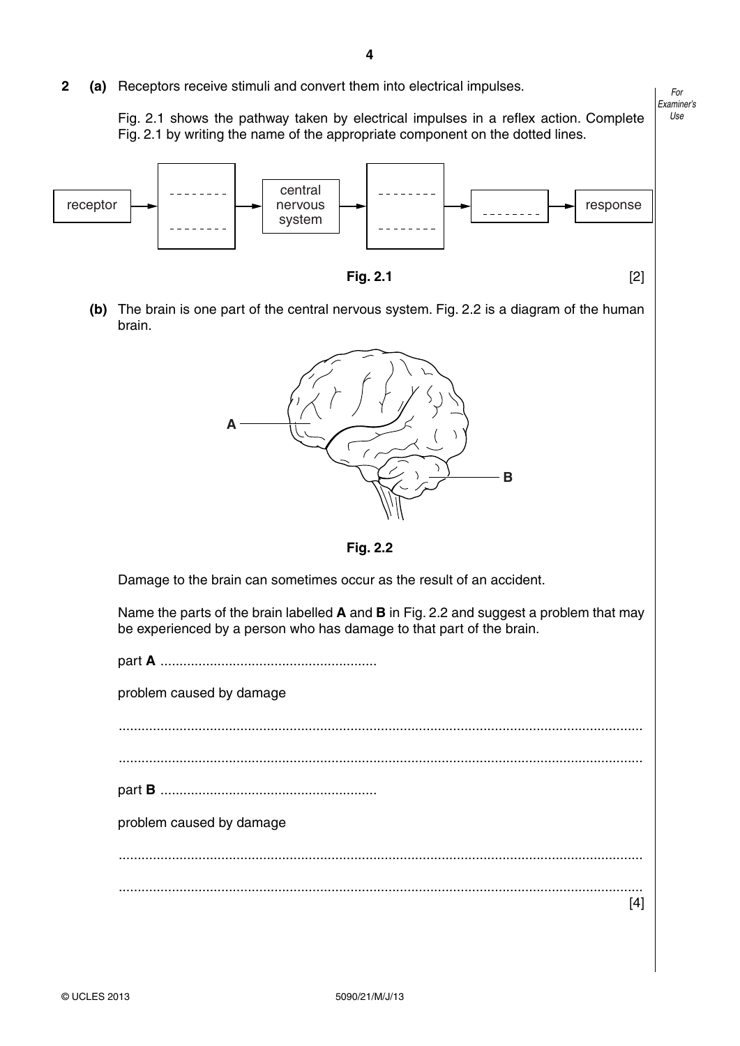**2 (a)** Receptors receive stimuli and convert them into electrical impulses.

Fig. 2.1 shows the pathway taken by electrical impulses in a reflex action. Complete Fig. 2.1 by writing the name of the appropriate component on the dotted lines.

receptor → ........ ........ → central nervous system → ........ ........ → ........ → response

**Fig. 2.1**

[2]

**(b)** The brain is one part of the central nervous system. Fig. 2.2 is a diagram of the human brain.

A

B

**Fig. 2.2**

Damage to the brain can sometimes occur as the result of an accident.

Name the parts of the brain labelled **A** and **B** in Fig. 2.2 and suggest a problem that may be experienced by a person who has damage to that part of the brain.

part **A** ..........................................................

problem caused by damage

..........................................................................................................................................

..........................................................................................................................................

part **B** ..........................................................

problem caused by damage

..........................................................................................................................................

..........................................................................................................................................

[4]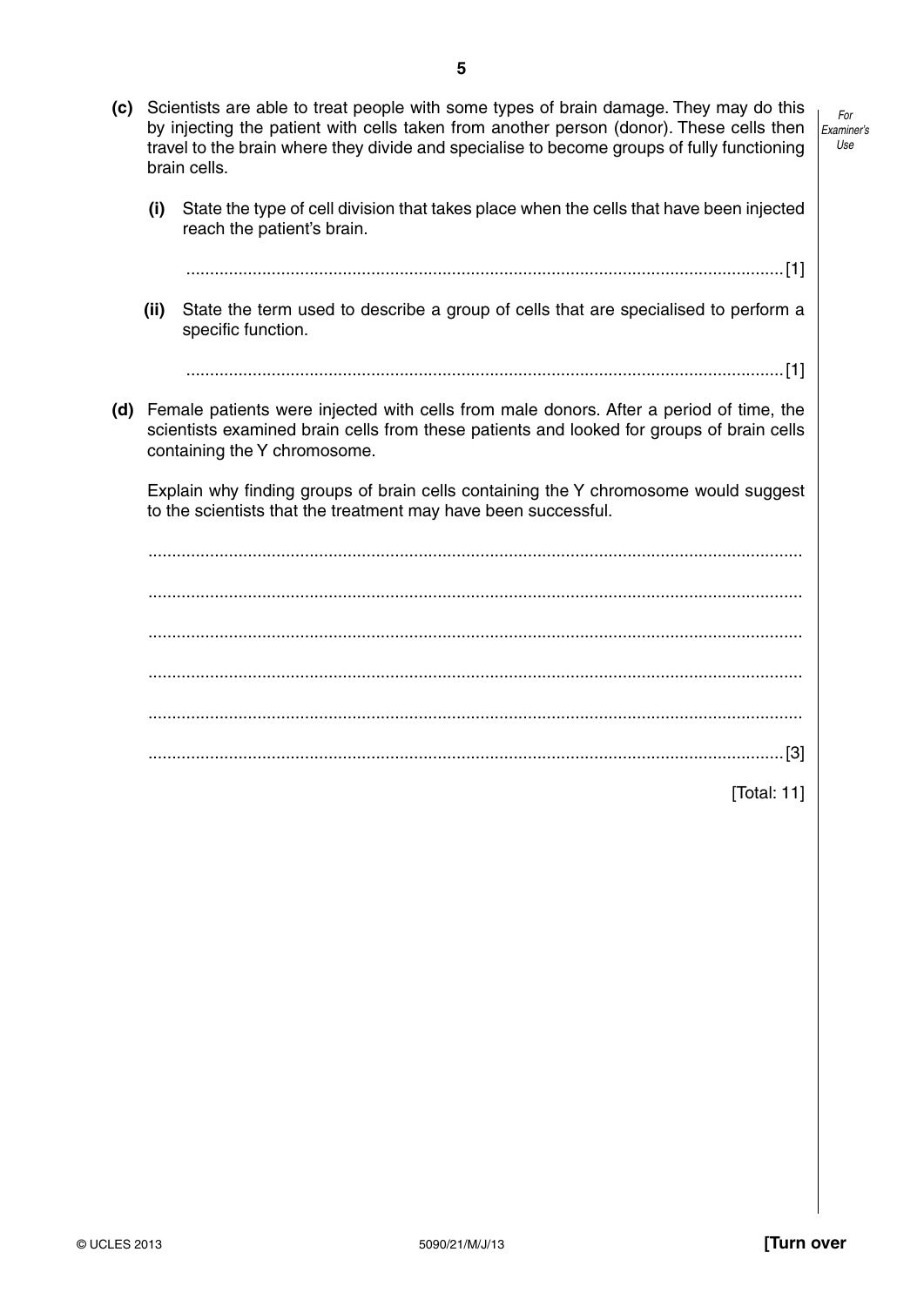**(c)** Scientists are able to treat people with some types of brain damage. They may do this by injecting the patient with cells taken from another person (donor). These cells then travel to the brain where they divide and specialise to become groups of fully functioning brain cells.

**(i)** State the type of cell division that takes place when the cells that have been injected reach the patient's brain.

.............................................................................................................................[1]

**(ii)** State the term used to describe a group of cells that are specialised to perform a specific function.

.............................................................................................................................[1]

**(d)** Female patients were injected with cells from male donors. After a period of time, the scientists examined brain cells from these patients and looked for groups of brain cells containing the Y chromosome.

Explain why finding groups of brain cells containing the Y chromosome would suggest to the scientists that the treatment may have been successful.

..........................................................................................................................................

..........................................................................................................................................

..........................................................................................................................................

..........................................................................................................................................

..........................................................................................................................................

.....................................................................................................................................[3]

[Total: 11]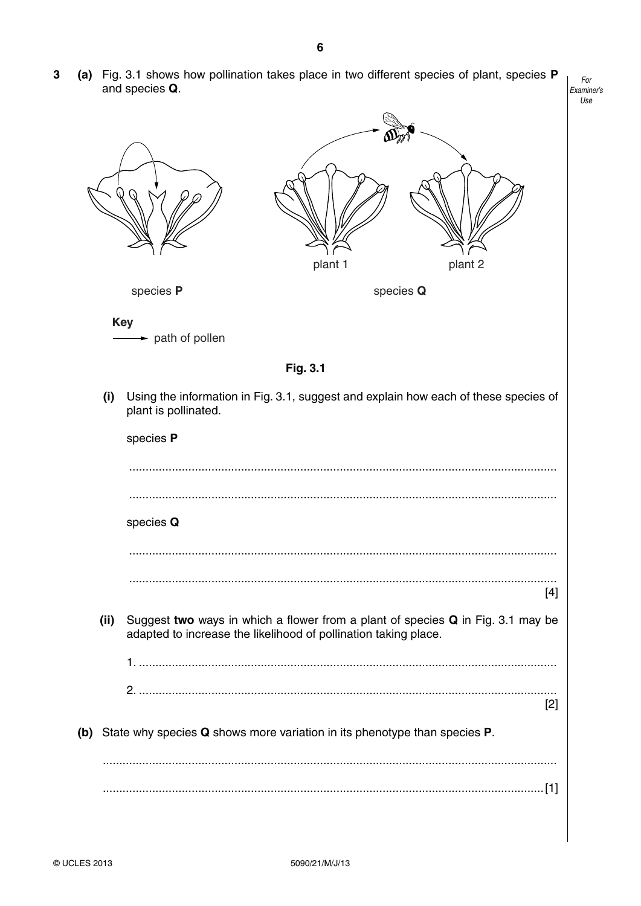**3 (a)** Fig. 3.1 shows how pollination takes place in two different species of plant, species **P** and species **Q**.

plant 1 plant 2

species **P** species **Q**

**Key**

→ path of pollen

**Fig. 3.1**

**(i)** Using the information in Fig. 3.1, suggest and explain how each of these species of plant is pollinated.

species **P**

.................................................................................................................................

.................................................................................................................................

species **Q**

.................................................................................................................................

................................................................................................................................. [4]

**(ii)** Suggest **two** ways in which a flower from a plant of species **Q** in Fig. 3.1 may be adapted to increase the likelihood of pollination taking place.

1. .............................................................................................................................

2. ............................................................................................................................. [2]

**(b)** State why species **Q** shows more variation in its phenotype than species **P**.

.................................................................................................................................

................................................................................................................................. [1]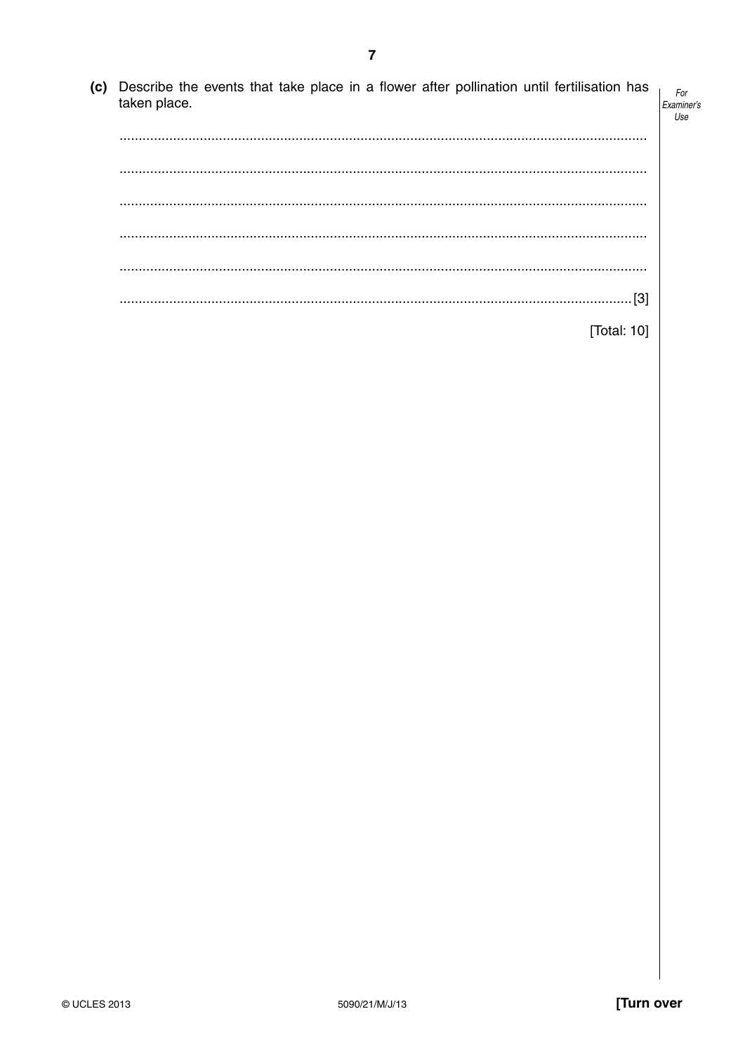**(c)** Describe the events that take place in a flower after pollination until fertilisation has taken place.

...........................................................................................................................................

...........................................................................................................................................

...........................................................................................................................................

...........................................................................................................................................

...........................................................................................................................................

.......................................................................................................................................[3]

[Total: 10]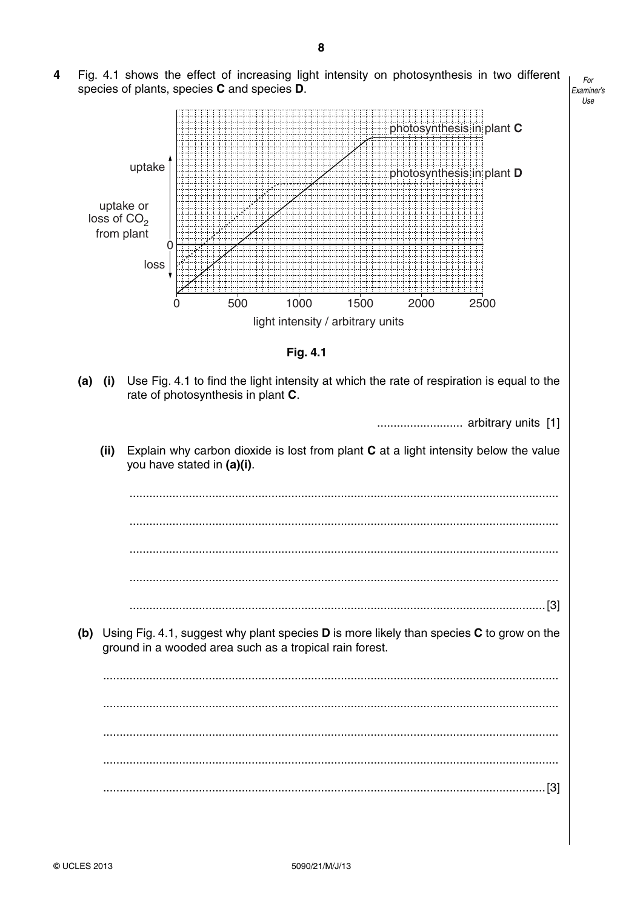4 Fig. 4.1 shows the effect of increasing light intensity on photosynthesis in two different species of plants, species **C** and species **D**.

Fig. 4.1

**(a)** **(i)** Use Fig. 4.1 to find the light intensity at which the rate of respiration is equal to the rate of photosynthesis in plant **C**.

.......................... arbitrary units [1]

**(ii)** Explain why carbon dioxide is lost from plant **C** at a light intensity below the value you have stated in **(a)(i)**.

..................................................................................................................................

..................................................................................................................................

..................................................................................................................................

..................................................................................................................................

..............................................................................................................................[3]

**(b)** Using Fig. 4.1, suggest why plant species **D** is more likely than species **C** to grow on the ground in a wooded area such as a tropical rain forest.

..................................................................................................................................

..................................................................................................................................

..................................................................................................................................

..................................................................................................................................

..............................................................................................................................[3]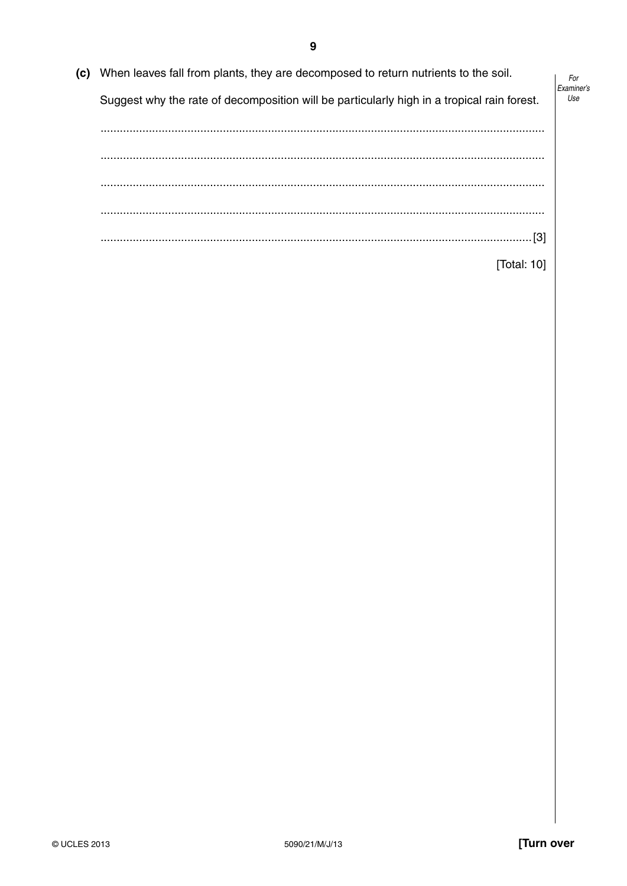**(c)** When leaves fall from plants, they are decomposed to return nutrients to the soil.

Suggest why the rate of decomposition will be particularly high in a tropical rain forest.

..........................................................................................................................................

..........................................................................................................................................

..........................................................................................................................................

..........................................................................................................................................

.................................................................................................................................... [3]

[Total: 10]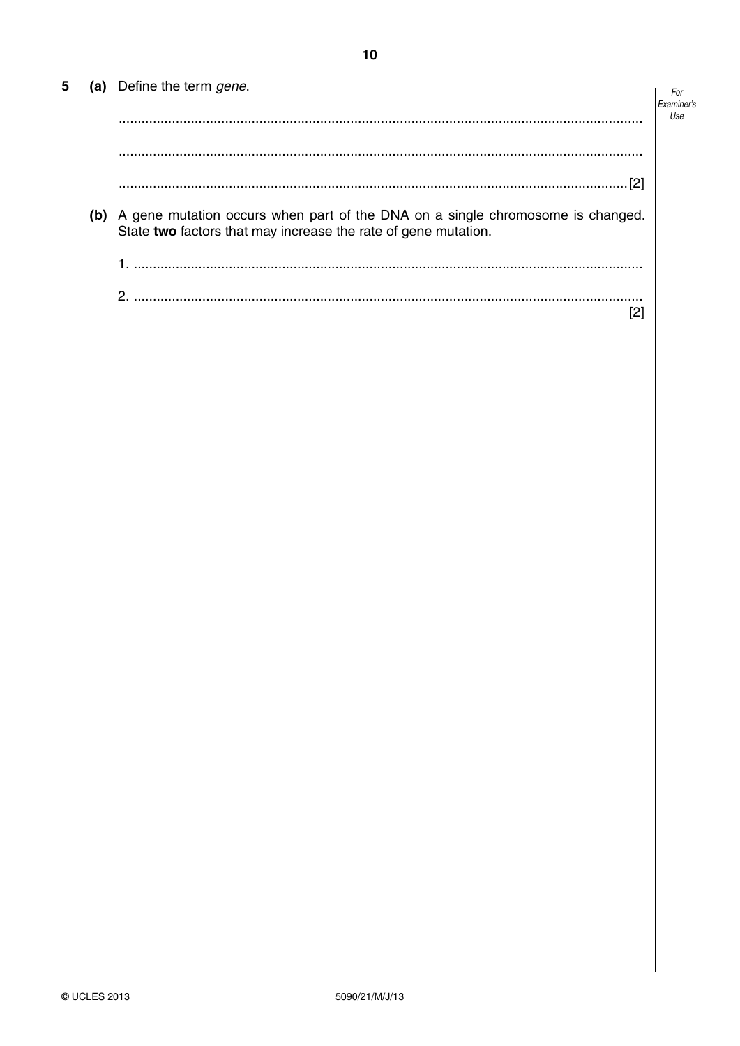**5 (a)** Define the term *gene*.

..........................................................................................................................................

..........................................................................................................................................

.....................................................................................................................................[2]

**(b)** A gene mutation occurs when part of the DNA on a single chromosome is changed. State **two** factors that may increase the rate of gene mutation.

1. ......................................................................................................................................

2. ......................................................................................................................................

[2]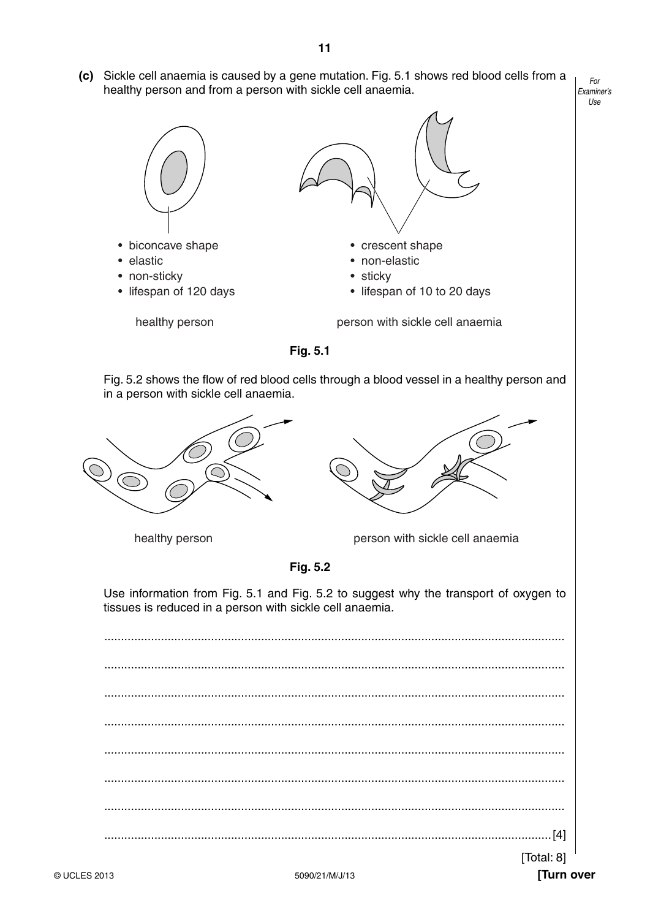**(c)** Sickle cell anaemia is caused by a gene mutation. Fig. 5.1 shows red blood cells from a healthy person and from a person with sickle cell anaemia.

- biconcave shape
- elastic
- non-sticky
- lifespan of 120 days

healthy person

- crescent shape
- non-elastic
- sticky
- lifespan of 10 to 20 days

person with sickle cell anaemia

**Fig. 5.1**

Fig. 5.2 shows the flow of red blood cells through a blood vessel in a healthy person and in a person with sickle cell anaemia.

healthy person

person with sickle cell anaemia

**Fig. 5.2**

Use information from Fig. 5.1 and Fig. 5.2 to suggest why the transport of oxygen to tissues is reduced in a person with sickle cell anaemia.

..........................................................................................................................................

..........................................................................................................................................

..........................................................................................................................................

..........................................................................................................................................

..........................................................................................................................................

..........................................................................................................................................

..........................................................................................................................................

.................................................................................................................................... [4]

[Total: 8]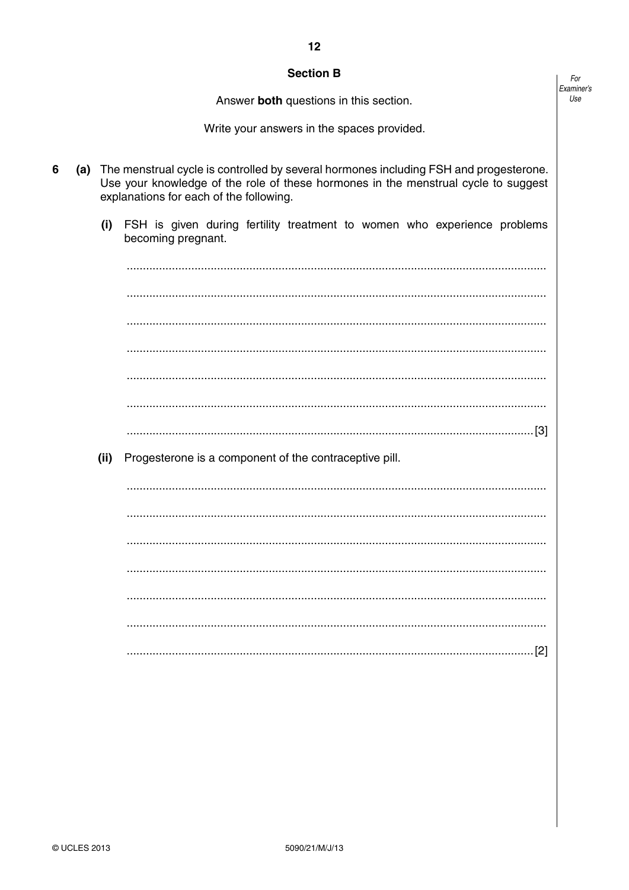## Section B

Answer **both** questions in this section.

Write your answers in the spaces provided.

**6** **(a)** The menstrual cycle is controlled by several hormones including FSH and progesterone. Use your knowledge of the role of these hormones in the menstrual cycle to suggest explanations for each of the following.

**(i)** FSH is given during fertility treatment to women who experience problems becoming pregnant.

..........................................................................................................................................

..........................................................................................................................................

..........................................................................................................................................

..........................................................................................................................................

..........................................................................................................................................

..........................................................................................................................................

.................................................................................................................................... [3]

**(ii)** Progesterone is a component of the contraceptive pill.

..........................................................................................................................................

..........................................................................................................................................

..........................................................................................................................................

..........................................................................................................................................

..........................................................................................................................................

..........................................................................................................................................

.................................................................................................................................... [2]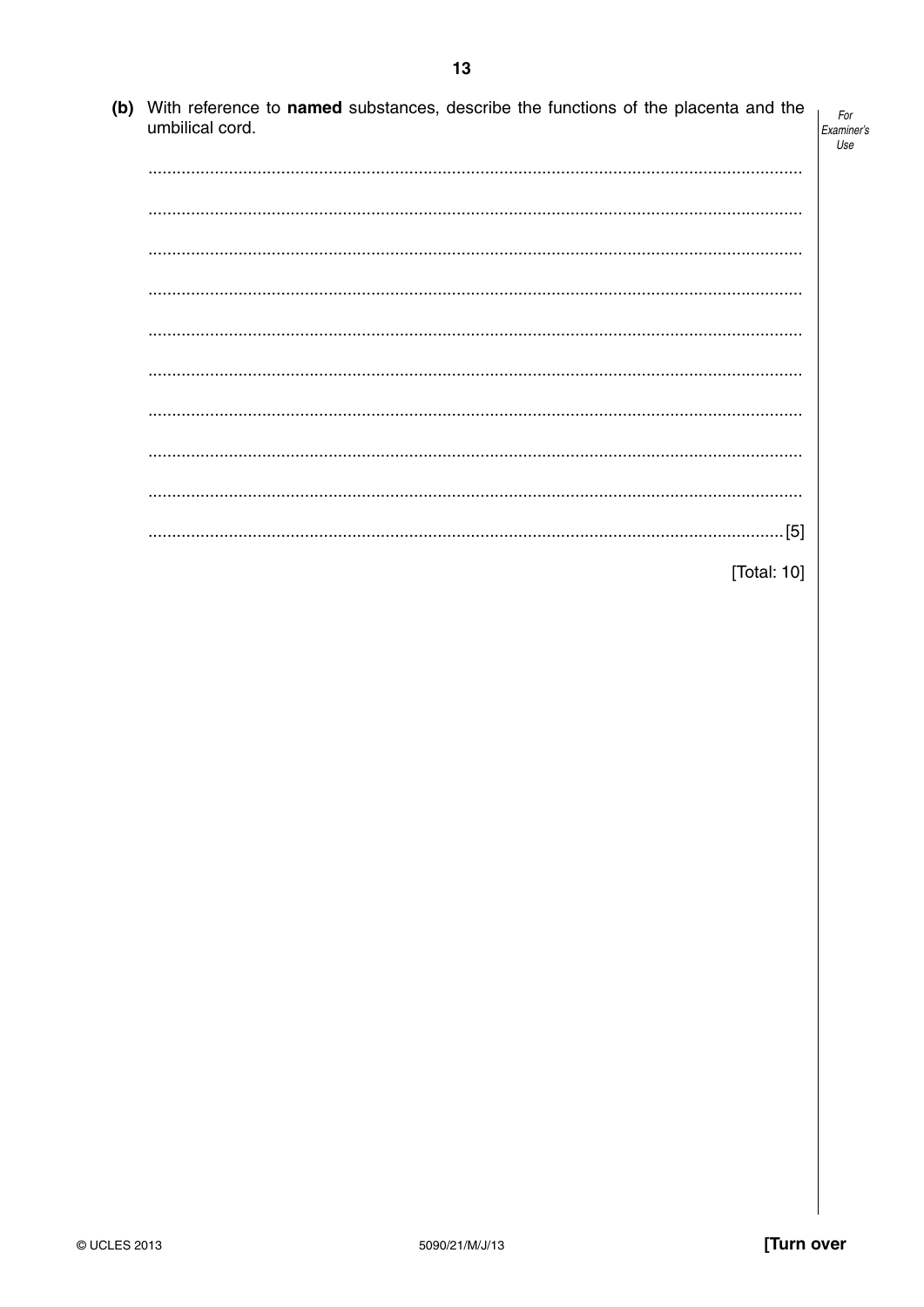(b) With reference to **named** substances, describe the functions of the placenta and the umbilical cord.

..........................................................................................................................................

..........................................................................................................................................

..........................................................................................................................................

..........................................................................................................................................

..........................................................................................................................................

..........................................................................................................................................

..........................................................................................................................................

..........................................................................................................................................

..........................................................................................................................................

.................................................................................................................................... [5]

[Total: 10]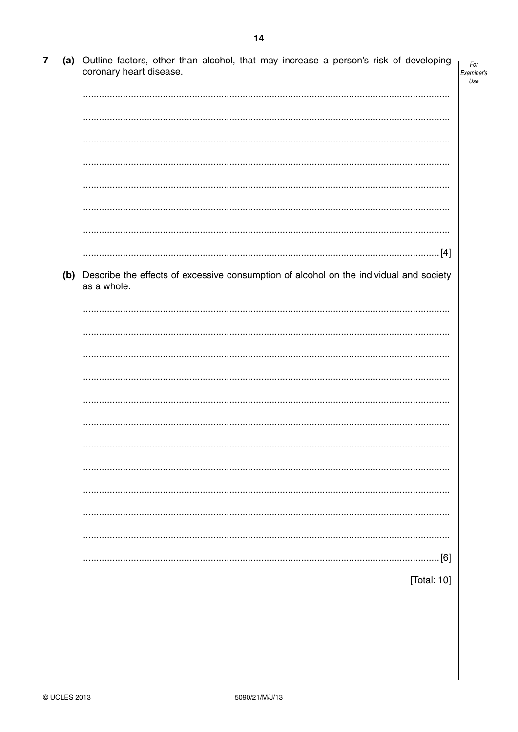7 (a) Outline factors, other than alcohol, that may increase a person's risk of developing coronary heart disease.

...................................................................................................................................

...................................................................................................................................

...................................................................................................................................

...................................................................................................................................

...................................................................................................................................

...................................................................................................................................

...................................................................................................................................

............................................................................................................................. [4]

(b) Describe the effects of excessive consumption of alcohol on the individual and society as a whole.

...................................................................................................................................

...................................................................................................................................

...................................................................................................................................

...................................................................................................................................

...................................................................................................................................

...................................................................................................................................

...................................................................................................................................

...................................................................................................................................

...................................................................................................................................

...................................................................................................................................

...................................................................................................................................

............................................................................................................................. [6]

[Total: 10]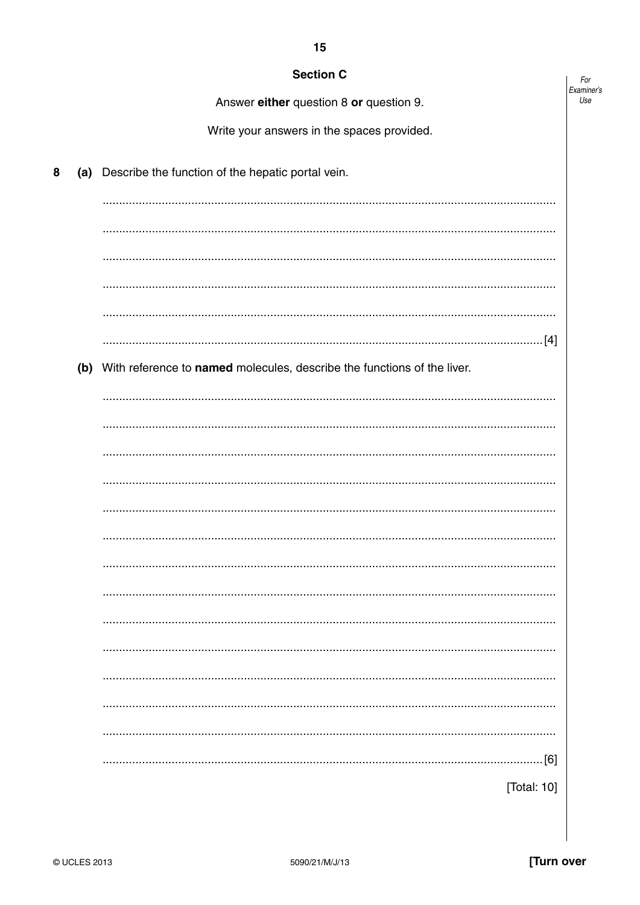## Section C

Answer **either** question 8 **or** question 9.

Write your answers in the spaces provided.

**8** **(a)** Describe the function of the hepatic portal vein.

..........................................................................................................................................

..........................................................................................................................................

..........................................................................................................................................

..........................................................................................................................................

..........................................................................................................................................

.................................................................................................................................... [4]

**(b)** With reference to **named** molecules, describe the functions of the liver.

..........................................................................................................................................

..........................................................................................................................................

..........................................................................................................................................

..........................................................................................................................................

..........................................................................................................................................

..........................................................................................................................................

..........................................................................................................................................

..........................................................................................................................................

..........................................................................................................................................

..........................................................................................................................................

..........................................................................................................................................

..........................................................................................................................................

..........................................................................................................................................

.................................................................................................................................... [6]

[Total: 10]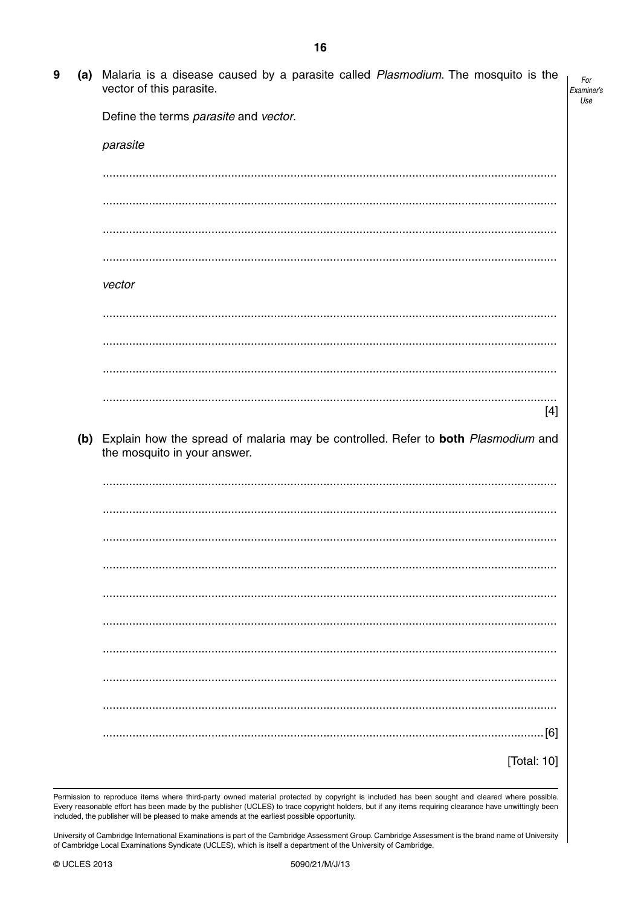**9** **(a)** Malaria is a disease caused by a parasite called *Plasmodium*. The mosquito is the vector of this parasite.

Define the terms *parasite* and *vector*.

*parasite*

..........................................................................................................................................

..........................................................................................................................................

..........................................................................................................................................

..........................................................................................................................................

*vector*

..........................................................................................................................................

..........................................................................................................................................

..........................................................................................................................................

.......................................................................................................................................... [4]

**(b)** Explain how the spread of malaria may be controlled. Refer to **both** *Plasmodium* and the mosquito in your answer.

..........................................................................................................................................

..........................................................................................................................................

..........................................................................................................................................

..........................................................................................................................................

..........................................................................................................................................

..........................................................................................................................................

..........................................................................................................................................

..........................................................................................................................................

..........................................................................................................................................

.......................................................................................................................................... [6]

[Total: 10]

Permission to reproduce items where third-party owned material protected by copyright is included has been sought and cleared where possible. Every reasonable effort has been made by the publisher (UCLES) to trace copyright holders, but if any items requiring clearance have unwittingly been included, the publisher will be pleased to make amends at the earliest possible opportunity.

University of Cambridge International Examinations is part of the Cambridge Assessment Group. Cambridge Assessment is the brand name of University of Cambridge Local Examinations Syndicate (UCLES), which is itself a department of the University of Cambridge.